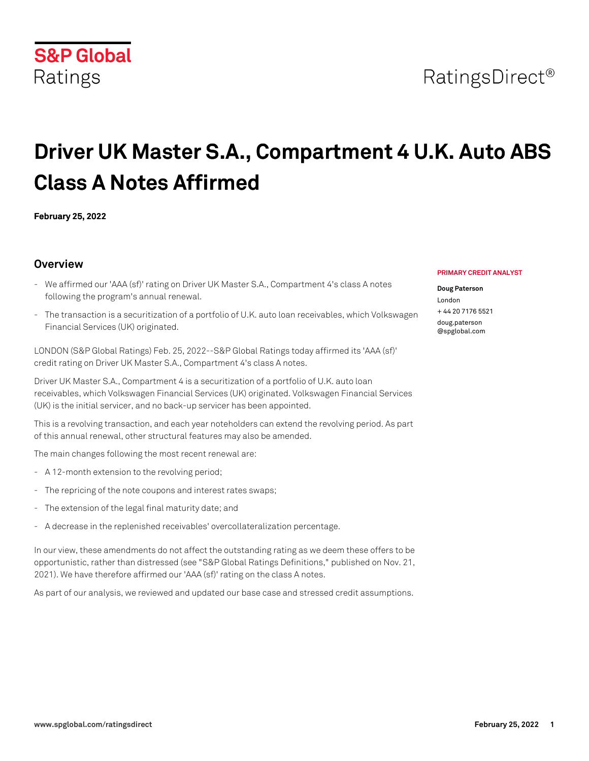S&P Global Ratings

RatingsDirect®

# Driver UK Master S.A., Compartment 4 U.K. Auto ABS Class A Notes Affirmed

**February 25, 2022**

## Overview

- We affirmed our 'AAA (sf)' rating on Driver UK Master S.A., Compartment 4's class A notes following the program's annual renewal.
- The transaction is a securitization of a portfolio of U.K. auto loan receivables, which Volkswagen Financial Services (UK) originated.

LONDON (S&P Global Ratings) Feb. 25, 2022--S&P Global Ratings today affirmed its 'AAA (sf)' credit rating on Driver UK Master S.A., Compartment 4's class A notes.

Driver UK Master S.A., Compartment 4 is a securitization of a portfolio of U.K. auto loan receivables, which Volkswagen Financial Services (UK) originated. Volkswagen Financial Services (UK) is the initial servicer, and no back-up servicer has been appointed.

This is a revolving transaction, and each year noteholders can extend the revolving period. As part of this annual renewal, other structural features may also be amended.

The main changes following the most recent renewal are:

- A 12-month extension to the revolving period;
- The repricing of the note coupons and interest rates swaps;
- The extension of the legal final maturity date; and
- A decrease in the replenished receivables' overcollateralization percentage.

In our view, these amendments do not affect the outstanding rating as we deem these offers to be opportunistic, rather than distressed (see "S&P Global Ratings Definitions," published on Nov. 21, 2021). We have therefore affirmed our 'AAA (sf)' rating on the class A notes.

As part of our analysis, we reviewed and updated our base case and stressed credit assumptions.

**PRIMARY CREDIT ANALYST**

**Doug Paterson**
London
+ 44 20 7176 5521
doug.paterson@spglobal.com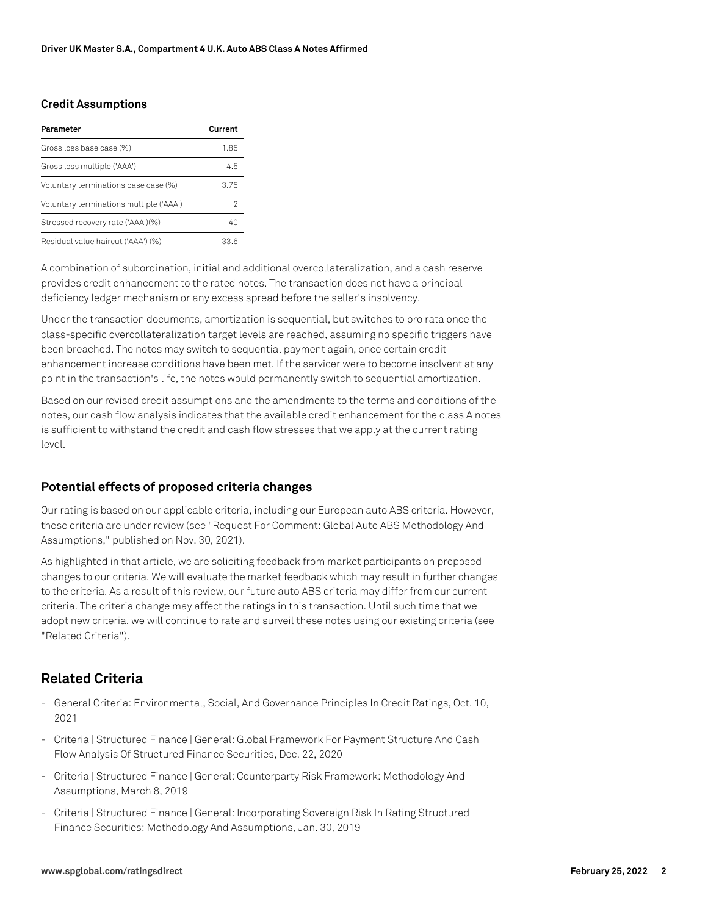### Credit Assumptions

| Parameter | Current |
|---|---|
| Gross loss base case (%) | 1.85 |
| Gross loss multiple ('AAA') | 4.5 |
| Voluntary terminations base case (%) | 3.75 |
| Voluntary terminations multiple ('AAA') | 2 |
| Stressed recovery rate ('AAA')(%) | 40 |
| Residual value haircut ('AAA') (%) | 33.6 |

A combination of subordination, initial and additional overcollateralization, and a cash reserve provides credit enhancement to the rated notes. The transaction does not have a principal deficiency ledger mechanism or any excess spread before the seller's insolvency.

Under the transaction documents, amortization is sequential, but switches to pro rata once the class-specific overcollateralization target levels are reached, assuming no specific triggers have been breached. The notes may switch to sequential payment again, once certain credit enhancement increase conditions have been met. If the servicer were to become insolvent at any point in the transaction's life, the notes would permanently switch to sequential amortization.

Based on our revised credit assumptions and the amendments to the terms and conditions of the notes, our cash flow analysis indicates that the available credit enhancement for the class A notes is sufficient to withstand the credit and cash flow stresses that we apply at the current rating level.

## Potential effects of proposed criteria changes

Our rating is based on our applicable criteria, including our European auto ABS criteria. However, these criteria are under review (see "Request For Comment: Global Auto ABS Methodology And Assumptions," published on Nov. 30, 2021).

As highlighted in that article, we are soliciting feedback from market participants on proposed changes to our criteria. We will evaluate the market feedback which may result in further changes to the criteria. As a result of this review, our future auto ABS criteria may differ from our current criteria. The criteria change may affect the ratings in this transaction. Until such time that we adopt new criteria, we will continue to rate and surveil these notes using our existing criteria (see "Related Criteria").

## Related Criteria

- General Criteria: Environmental, Social, And Governance Principles In Credit Ratings, Oct. 10, 2021
- Criteria | Structured Finance | General: Global Framework For Payment Structure And Cash Flow Analysis Of Structured Finance Securities, Dec. 22, 2020
- Criteria | Structured Finance | General: Counterparty Risk Framework: Methodology And Assumptions, March 8, 2019
- Criteria | Structured Finance | General: Incorporating Sovereign Risk In Rating Structured Finance Securities: Methodology And Assumptions, Jan. 30, 2019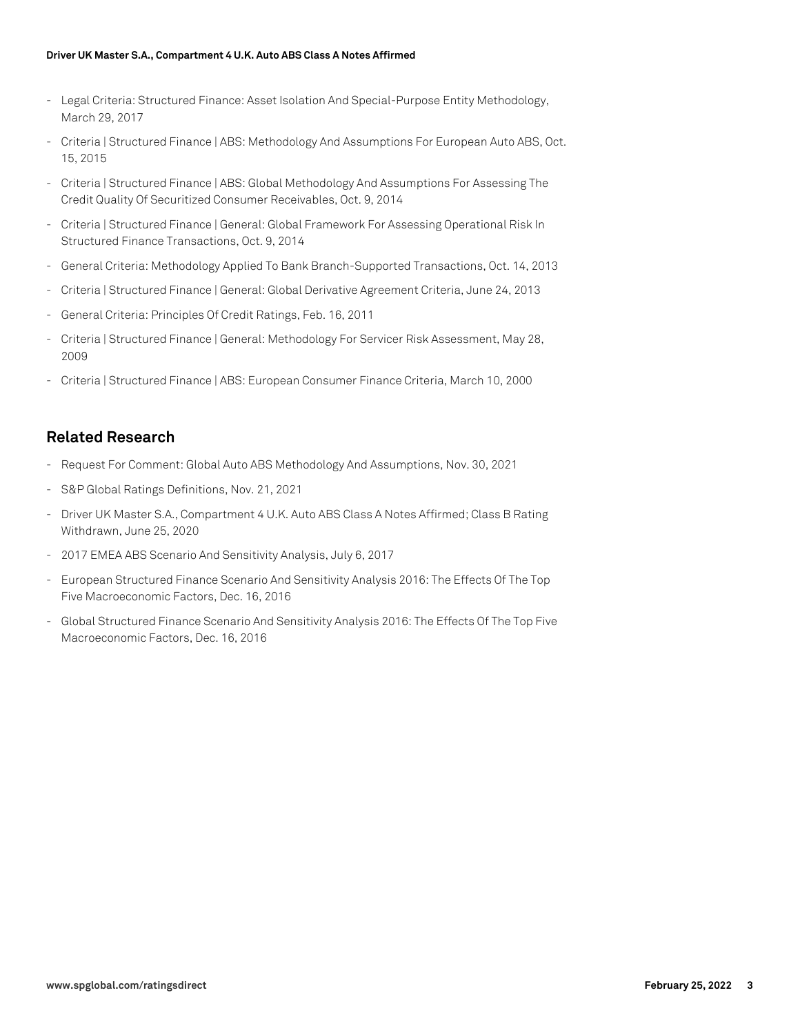- Legal Criteria: Structured Finance: Asset Isolation And Special-Purpose Entity Methodology, March 29, 2017
- Criteria | Structured Finance | ABS: Methodology And Assumptions For European Auto ABS, Oct. 15, 2015
- Criteria | Structured Finance | ABS: Global Methodology And Assumptions For Assessing The Credit Quality Of Securitized Consumer Receivables, Oct. 9, 2014
- Criteria | Structured Finance | General: Global Framework For Assessing Operational Risk In Structured Finance Transactions, Oct. 9, 2014
- General Criteria: Methodology Applied To Bank Branch-Supported Transactions, Oct. 14, 2013
- Criteria | Structured Finance | General: Global Derivative Agreement Criteria, June 24, 2013
- General Criteria: Principles Of Credit Ratings, Feb. 16, 2011
- Criteria | Structured Finance | General: Methodology For Servicer Risk Assessment, May 28, 2009
- Criteria | Structured Finance | ABS: European Consumer Finance Criteria, March 10, 2000

## Related Research

- Request For Comment: Global Auto ABS Methodology And Assumptions, Nov. 30, 2021
- S&P Global Ratings Definitions, Nov. 21, 2021
- Driver UK Master S.A., Compartment 4 U.K. Auto ABS Class A Notes Affirmed; Class B Rating Withdrawn, June 25, 2020
- 2017 EMEA ABS Scenario And Sensitivity Analysis, July 6, 2017
- European Structured Finance Scenario And Sensitivity Analysis 2016: The Effects Of The Top Five Macroeconomic Factors, Dec. 16, 2016
- Global Structured Finance Scenario And Sensitivity Analysis 2016: The Effects Of The Top Five Macroeconomic Factors, Dec. 16, 2016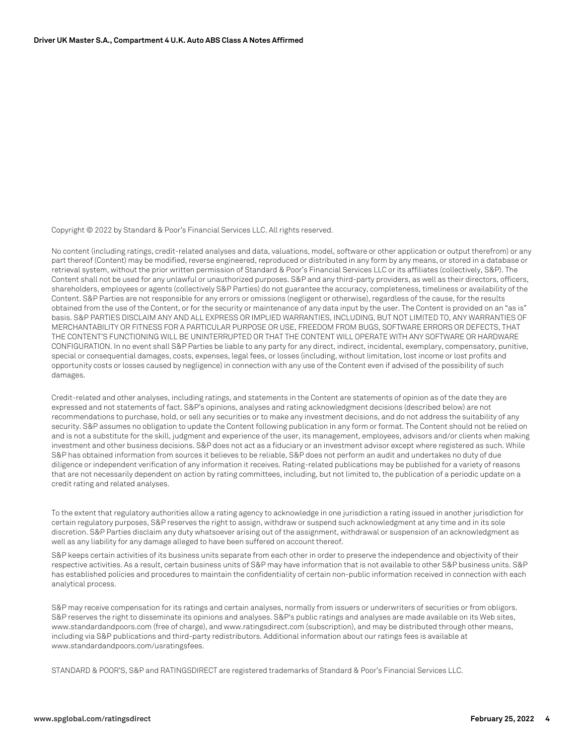Copyright © 2022 by Standard & Poor's Financial Services LLC. All rights reserved.

No content (including ratings, credit-related analyses and data, valuations, model, software or other application or output therefrom) or any part thereof (Content) may be modified, reverse engineered, reproduced or distributed in any form by any means, or stored in a database or retrieval system, without the prior written permission of Standard & Poor's Financial Services LLC or its affiliates (collectively, S&P). The Content shall not be used for any unlawful or unauthorized purposes. S&P and any third-party providers, as well as their directors, officers, shareholders, employees or agents (collectively S&P Parties) do not guarantee the accuracy, completeness, timeliness or availability of the Content. S&P Parties are not responsible for any errors or omissions (negligent or otherwise), regardless of the cause, for the results obtained from the use of the Content, or for the security or maintenance of any data input by the user. The Content is provided on an "as is" basis. S&P PARTIES DISCLAIM ANY AND ALL EXPRESS OR IMPLIED WARRANTIES, INCLUDING, BUT NOT LIMITED TO, ANY WARRANTIES OF MERCHANTABILITY OR FITNESS FOR A PARTICULAR PURPOSE OR USE, FREEDOM FROM BUGS, SOFTWARE ERRORS OR DEFECTS, THAT THE CONTENT'S FUNCTIONING WILL BE UNINTERRUPTED OR THAT THE CONTENT WILL OPERATE WITH ANY SOFTWARE OR HARDWARE CONFIGURATION. In no event shall S&P Parties be liable to any party for any direct, indirect, incidental, exemplary, compensatory, punitive, special or consequential damages, costs, expenses, legal fees, or losses (including, without limitation, lost income or lost profits and opportunity costs or losses caused by negligence) in connection with any use of the Content even if advised of the possibility of such damages.

Credit-related and other analyses, including ratings, and statements in the Content are statements of opinion as of the date they are expressed and not statements of fact. S&P's opinions, analyses and rating acknowledgment decisions (described below) are not recommendations to purchase, hold, or sell any securities or to make any investment decisions, and do not address the suitability of any security. S&P assumes no obligation to update the Content following publication in any form or format. The Content should not be relied on and is not a substitute for the skill, judgment and experience of the user, its management, employees, advisors and/or clients when making investment and other business decisions. S&P does not act as a fiduciary or an investment advisor except where registered as such. While S&P has obtained information from sources it believes to be reliable, S&P does not perform an audit and undertakes no duty of due diligence or independent verification of any information it receives. Rating-related publications may be published for a variety of reasons that are not necessarily dependent on action by rating committees, including, but not limited to, the publication of a periodic update on a credit rating and related analyses.

To the extent that regulatory authorities allow a rating agency to acknowledge in one jurisdiction a rating issued in another jurisdiction for certain regulatory purposes, S&P reserves the right to assign, withdraw or suspend such acknowledgment at any time and in its sole discretion. S&P Parties disclaim any duty whatsoever arising out of the assignment, withdrawal or suspension of an acknowledgment as well as any liability for any damage alleged to have been suffered on account thereof.

S&P keeps certain activities of its business units separate from each other in order to preserve the independence and objectivity of their respective activities. As a result, certain business units of S&P may have information that is not available to other S&P business units. S&P has established policies and procedures to maintain the confidentiality of certain non-public information received in connection with each analytical process.

S&P may receive compensation for its ratings and certain analyses, normally from issuers or underwriters of securities or from obligors. S&P reserves the right to disseminate its opinions and analyses. S&P's public ratings and analyses are made available on its Web sites, www.standardandpoors.com (free of charge), and www.ratingsdirect.com (subscription), and may be distributed through other means, including via S&P publications and third-party redistributors. Additional information about our ratings fees is available at www.standardandpoors.com/usratingsfees.

STANDARD & POOR'S, S&P and RATINGSDIRECT are registered trademarks of Standard & Poor's Financial Services LLC.